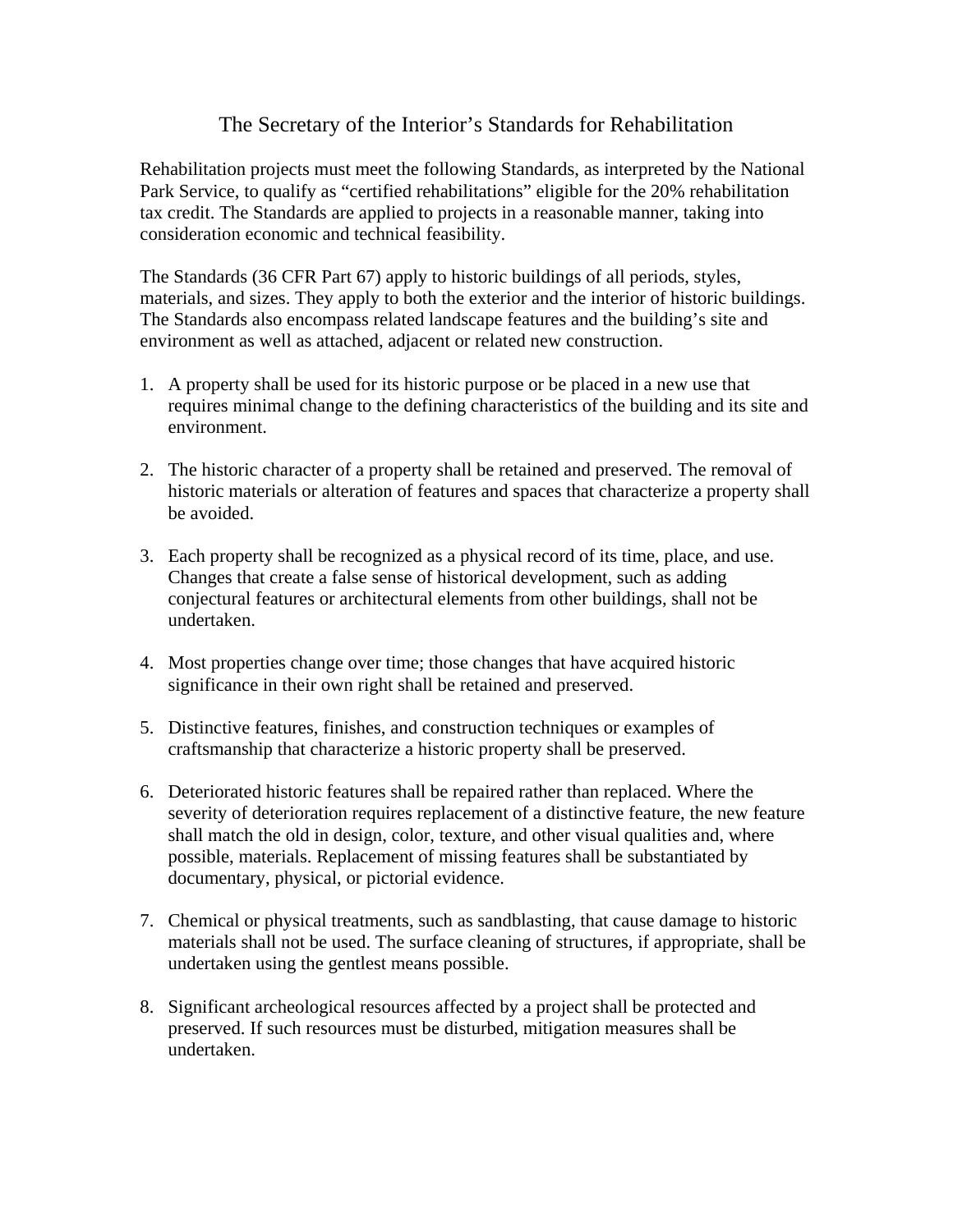# The Secretary of the Interior's Standards for Rehabilitation

Rehabilitation projects must meet the following Standards, as interpreted by the National Park Service, to qualify as "certified rehabilitations" eligible for the 20% rehabilitation tax credit. The Standards are applied to projects in a reasonable manner, taking into consideration economic and technical feasibility.

The Standards (36 CFR Part 67) apply to historic buildings of all periods, styles, materials, and sizes. They apply to both the exterior and the interior of historic buildings. The Standards also encompass related landscape features and the building's site and environment as well as attached, adjacent or related new construction.

1. A property shall be used for its historic purpose or be placed in a new use that requires minimal change to the defining characteristics of the building and its site and environment.

2. The historic character of a property shall be retained and preserved. The removal of historic materials or alteration of features and spaces that characterize a property shall be avoided.

3. Each property shall be recognized as a physical record of its time, place, and use. Changes that create a false sense of historical development, such as adding conjectural features or architectural elements from other buildings, shall not be undertaken.

4. Most properties change over time; those changes that have acquired historic significance in their own right shall be retained and preserved.

5. Distinctive features, finishes, and construction techniques or examples of craftsmanship that characterize a historic property shall be preserved.

6. Deteriorated historic features shall be repaired rather than replaced. Where the severity of deterioration requires replacement of a distinctive feature, the new feature shall match the old in design, color, texture, and other visual qualities and, where possible, materials. Replacement of missing features shall be substantiated by documentary, physical, or pictorial evidence.

7. Chemical or physical treatments, such as sandblasting, that cause damage to historic materials shall not be used. The surface cleaning of structures, if appropriate, shall be undertaken using the gentlest means possible.

8. Significant archeological resources affected by a project shall be protected and preserved. If such resources must be disturbed, mitigation measures shall be undertaken.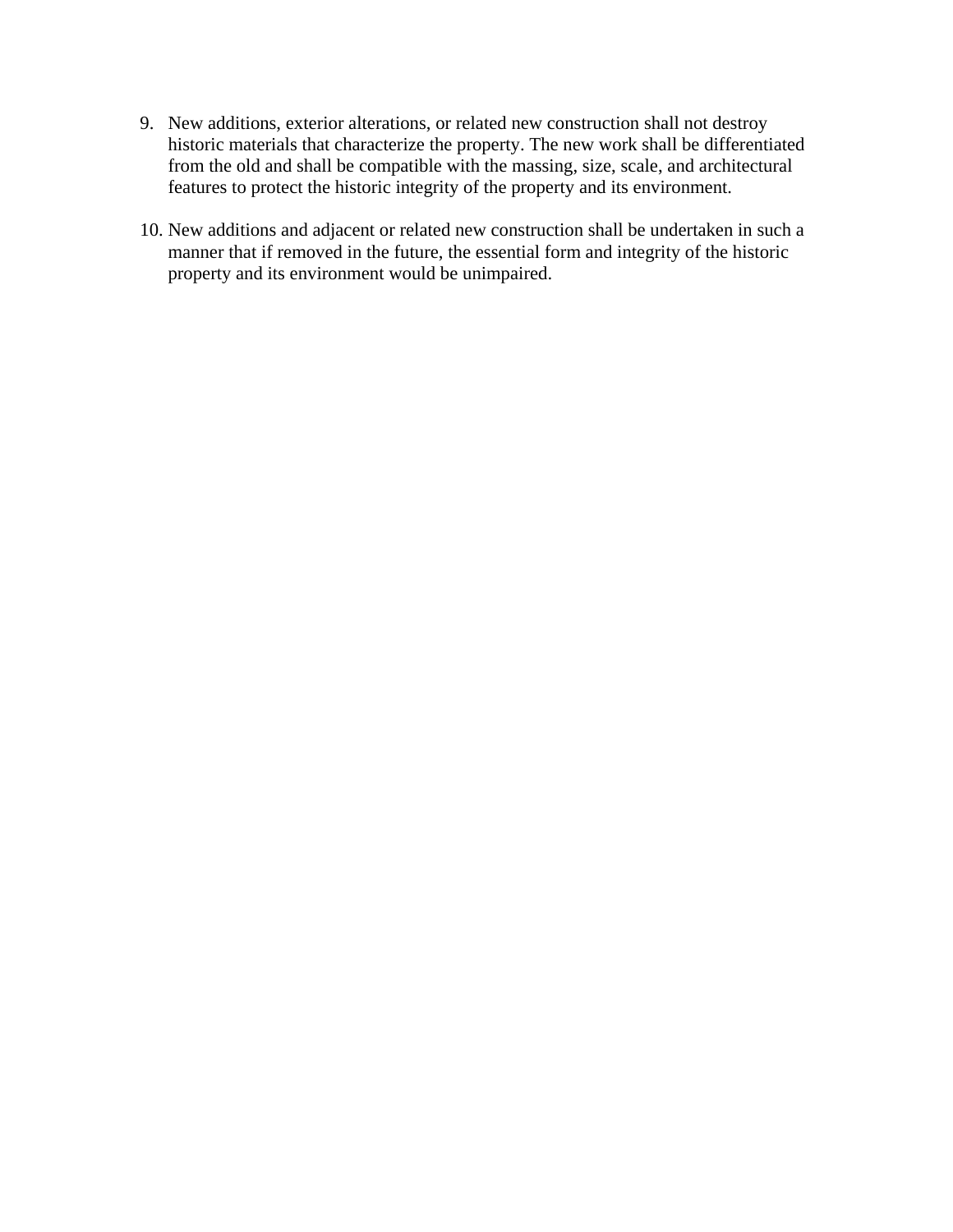9. New additions, exterior alterations, or related new construction shall not destroy historic materials that characterize the property. The new work shall be differentiated from the old and shall be compatible with the massing, size, scale, and architectural features to protect the historic integrity of the property and its environment.

10. New additions and adjacent or related new construction shall be undertaken in such a manner that if removed in the future, the essential form and integrity of the historic property and its environment would be unimpaired.